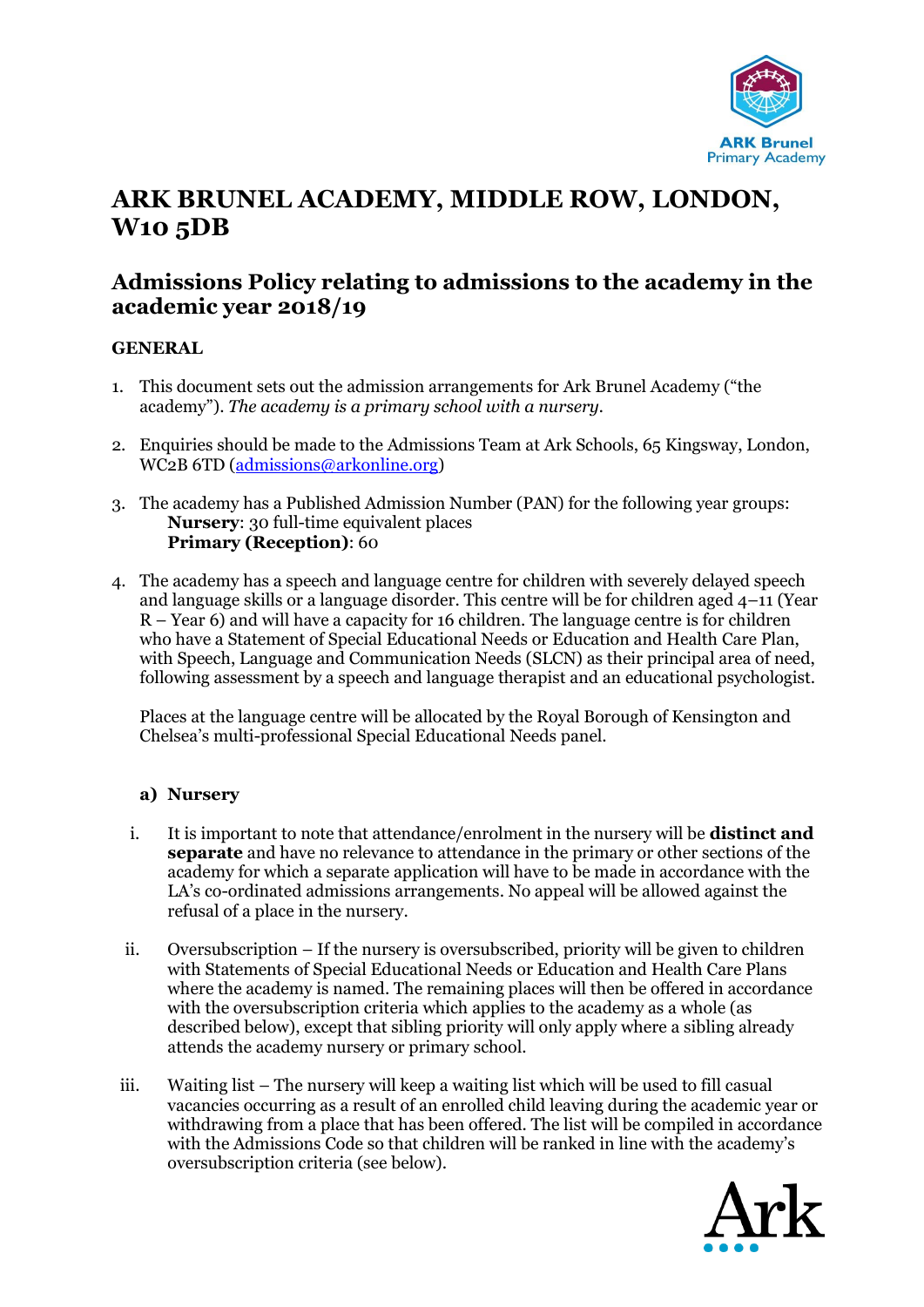# ARK BRUNEL ACADEMY, MIDDLE ROW, LONDON, W10 5DB

## Admissions Policy relating to admissions to the academy in the academic year 2018/19

### GENERAL

1. This document sets out the admission arrangements for Ark Brunel Academy ("the academy"). *The academy is a primary school with a nursery.*

2. Enquiries should be made to the Admissions Team at Ark Schools, 65 Kingsway, London, WC2B 6TD (admissions@arkonline.org)

3. The academy has a Published Admission Number (PAN) for the following year groups:
   **Nursery**: 30 full-time equivalent places
   **Primary (Reception)**: 60

4. The academy has a speech and language centre for children with severely delayed speech and language skills or a language disorder. This centre will be for children aged 4–11 (Year R – Year 6) and will have a capacity for 16 children. The language centre is for children who have a Statement of Special Educational Needs or Education and Health Care Plan, with Speech, Language and Communication Needs (SLCN) as their principal area of need, following assessment by a speech and language therapist and an educational psychologist.

   Places at the language centre will be allocated by the Royal Borough of Kensington and Chelsea's multi-professional Special Educational Needs panel.

   **a) Nursery**

   i. It is important to note that attendance/enrolment in the nursery will be **distinct and separate** and have no relevance to attendance in the primary or other sections of the academy for which a separate application will have to be made in accordance with the LA's co-ordinated admissions arrangements. No appeal will be allowed against the refusal of a place in the nursery.

   ii. Oversubscription – If the nursery is oversubscribed, priority will be given to children with Statements of Special Educational Needs or Education and Health Care Plans where the academy is named. The remaining places will then be offered in accordance with the oversubscription criteria which applies to the academy as a whole (as described below), except that sibling priority will only apply where a sibling already attends the academy nursery or primary school.

   iii. Waiting list – The nursery will keep a waiting list which will be used to fill casual vacancies occurring as a result of an enrolled child leaving during the academic year or withdrawing from a place that has been offered. The list will be compiled in accordance with the Admissions Code so that children will be ranked in line with the academy's oversubscription criteria (see below).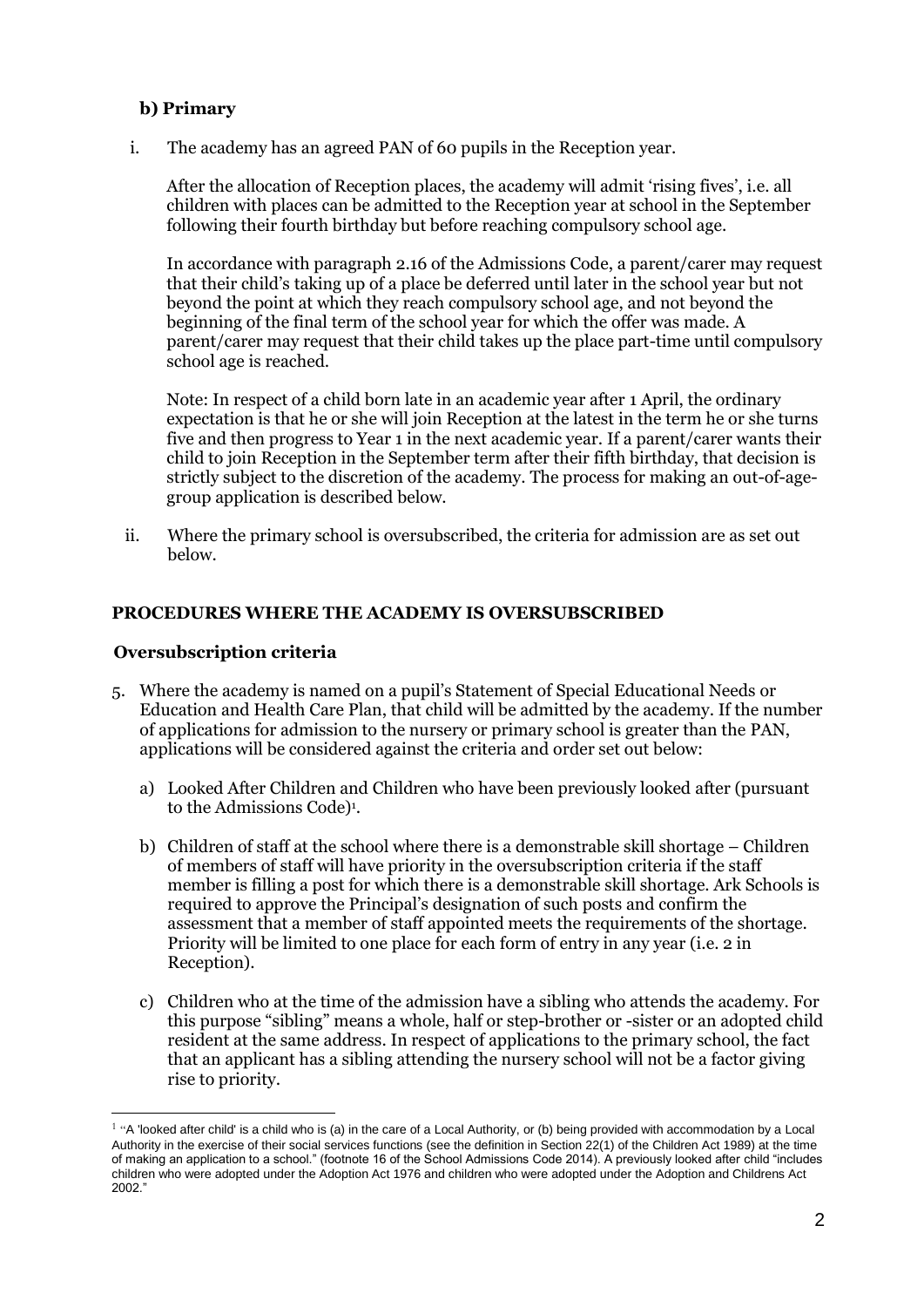**b) Primary**

i. The academy has an agreed PAN of 60 pupils in the Reception year.

After the allocation of Reception places, the academy will admit 'rising fives', i.e. all children with places can be admitted to the Reception year at school in the September following their fourth birthday but before reaching compulsory school age.

In accordance with paragraph 2.16 of the Admissions Code, a parent/carer may request that their child's taking up of a place be deferred until later in the school year but not beyond the point at which they reach compulsory school age, and not beyond the beginning of the final term of the school year for which the offer was made. A parent/carer may request that their child takes up the place part-time until compulsory school age is reached.

Note: In respect of a child born late in an academic year after 1 April, the ordinary expectation is that he or she will join Reception at the latest in the term he or she turns five and then progress to Year 1 in the next academic year. If a parent/carer wants their child to join Reception in the September term after their fifth birthday, that decision is strictly subject to the discretion of the academy. The process for making an out-of-age-group application is described below.

ii. Where the primary school is oversubscribed, the criteria for admission are as set out below.

**PROCEDURES WHERE THE ACADEMY IS OVERSUBSCRIBED**

**Oversubscription criteria**

5. Where the academy is named on a pupil's Statement of Special Educational Needs or Education and Health Care Plan, that child will be admitted by the academy. If the number of applications for admission to the nursery or primary school is greater than the PAN, applications will be considered against the criteria and order set out below:

   a) Looked After Children and Children who have been previously looked after (pursuant to the Admissions Code)[1].

   b) Children of staff at the school where there is a demonstrable skill shortage – Children of members of staff will have priority in the oversubscription criteria if the staff member is filling a post for which there is a demonstrable skill shortage. Ark Schools is required to approve the Principal's designation of such posts and confirm the assessment that a member of staff appointed meets the requirements of the shortage. Priority will be limited to one place for each form of entry in any year (i.e. 2 in Reception).

   c) Children who at the time of the admission have a sibling who attends the academy. For this purpose "sibling" means a whole, half or step-brother or -sister or an adopted child resident at the same address. In respect of applications to the primary school, the fact that an applicant has a sibling attending the nursery school will not be a factor giving rise to priority.

[1] "A 'looked after child' is a child who is (a) in the care of a Local Authority, or (b) being provided with accommodation by a Local Authority in the exercise of their social services functions (see the definition in Section 22(1) of the Children Act 1989) at the time of making an application to a school." (footnote 16 of the School Admissions Code 2014). A previously looked after child "includes children who were adopted under the Adoption Act 1976 and children who were adopted under the Adoption and Childrens Act 2002."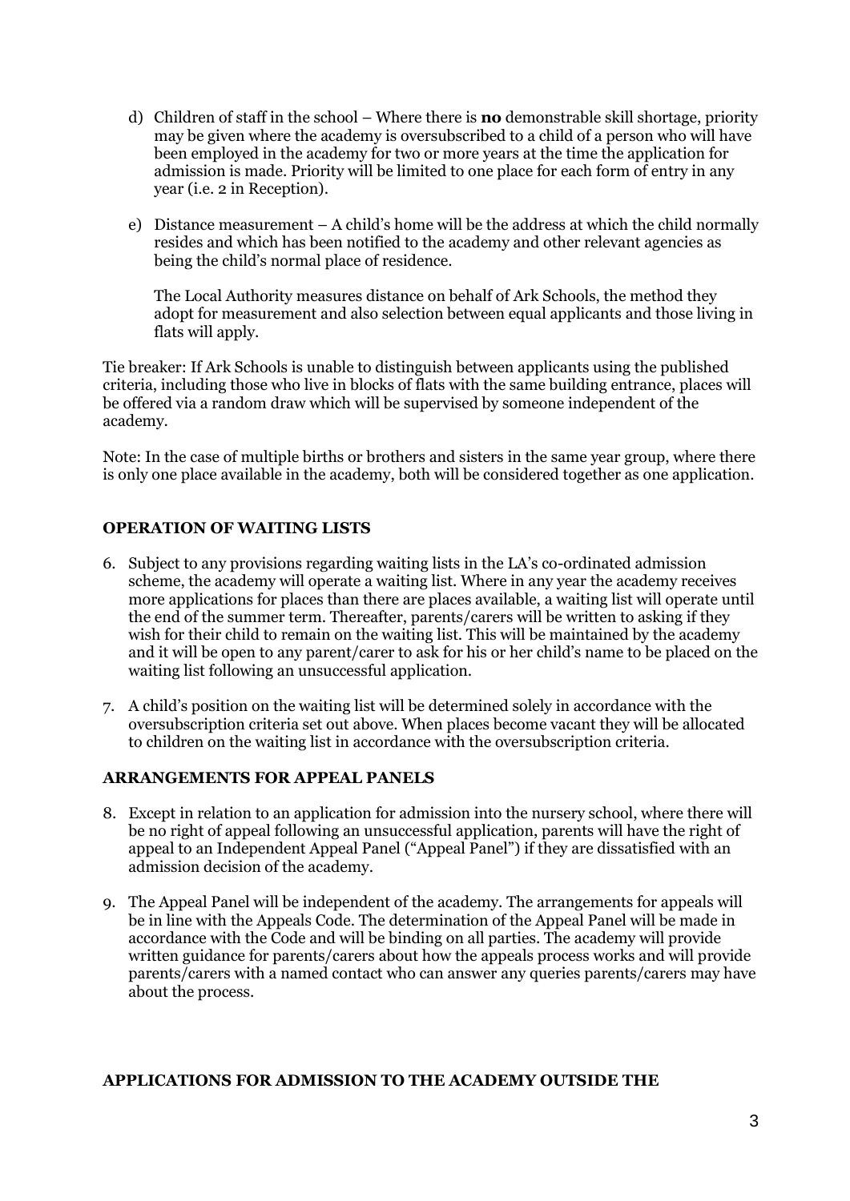d) Children of staff in the school – Where there is **no** demonstrable skill shortage, priority may be given where the academy is oversubscribed to a child of a person who will have been employed in the academy for two or more years at the time the application for admission is made. Priority will be limited to one place for each form of entry in any year (i.e. 2 in Reception).

e) Distance measurement – A child's home will be the address at which the child normally resides and which has been notified to the academy and other relevant agencies as being the child's normal place of residence.

   The Local Authority measures distance on behalf of Ark Schools, the method they adopt for measurement and also selection between equal applicants and those living in flats will apply.

Tie breaker: If Ark Schools is unable to distinguish between applicants using the published criteria, including those who live in blocks of flats with the same building entrance, places will be offered via a random draw which will be supervised by someone independent of the academy.

Note: In the case of multiple births or brothers and sisters in the same year group, where there is only one place available in the academy, both will be considered together as one application.

## OPERATION OF WAITING LISTS

6. Subject to any provisions regarding waiting lists in the LA's co-ordinated admission scheme, the academy will operate a waiting list. Where in any year the academy receives more applications for places than there are places available, a waiting list will operate until the end of the summer term. Thereafter, parents/carers will be written to asking if they wish for their child to remain on the waiting list. This will be maintained by the academy and it will be open to any parent/carer to ask for his or her child's name to be placed on the waiting list following an unsuccessful application.

7. A child's position on the waiting list will be determined solely in accordance with the oversubscription criteria set out above. When places become vacant they will be allocated to children on the waiting list in accordance with the oversubscription criteria.

## ARRANGEMENTS FOR APPEAL PANELS

8. Except in relation to an application for admission into the nursery school, where there will be no right of appeal following an unsuccessful application, parents will have the right of appeal to an Independent Appeal Panel ("Appeal Panel") if they are dissatisfied with an admission decision of the academy.

9. The Appeal Panel will be independent of the academy. The arrangements for appeals will be in line with the Appeals Code. The determination of the Appeal Panel will be made in accordance with the Code and will be binding on all parties. The academy will provide written guidance for parents/carers about how the appeals process works and will provide parents/carers with a named contact who can answer any queries parents/carers may have about the process.

## APPLICATIONS FOR ADMISSION TO THE ACADEMY OUTSIDE THE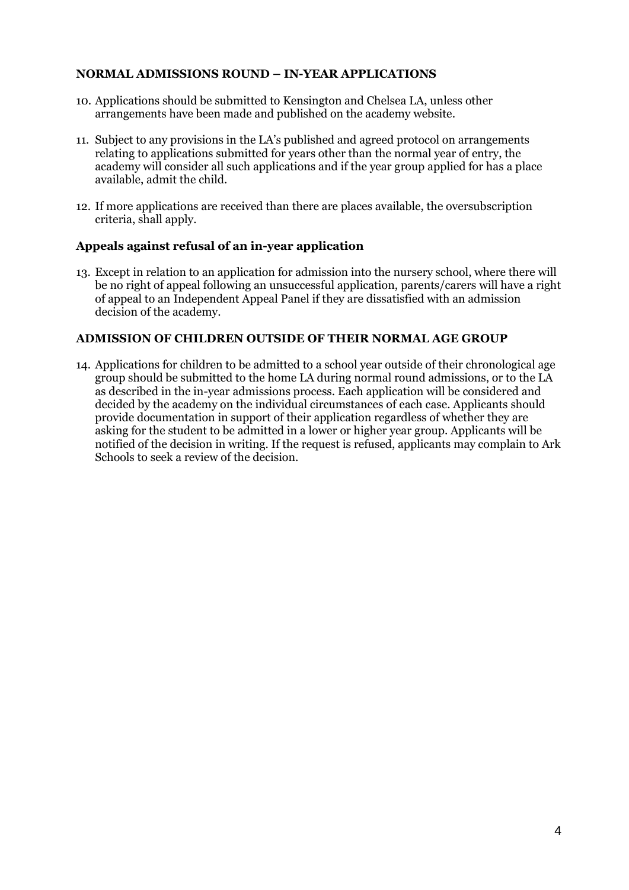## NORMAL ADMISSIONS ROUND – IN-YEAR APPLICATIONS

10. Applications should be submitted to Kensington and Chelsea LA, unless other arrangements have been made and published on the academy website.

11. Subject to any provisions in the LA's published and agreed protocol on arrangements relating to applications submitted for years other than the normal year of entry, the academy will consider all such applications and if the year group applied for has a place available, admit the child.

12. If more applications are received than there are places available, the oversubscription criteria, shall apply.

### Appeals against refusal of an in-year application

13. Except in relation to an application for admission into the nursery school, where there will be no right of appeal following an unsuccessful application, parents/carers will have a right of appeal to an Independent Appeal Panel if they are dissatisfied with an admission decision of the academy.

## ADMISSION OF CHILDREN OUTSIDE OF THEIR NORMAL AGE GROUP

14. Applications for children to be admitted to a school year outside of their chronological age group should be submitted to the home LA during normal round admissions, or to the LA as described in the in-year admissions process. Each application will be considered and decided by the academy on the individual circumstances of each case. Applicants should provide documentation in support of their application regardless of whether they are asking for the student to be admitted in a lower or higher year group. Applicants will be notified of the decision in writing. If the request is refused, applicants may complain to Ark Schools to seek a review of the decision.